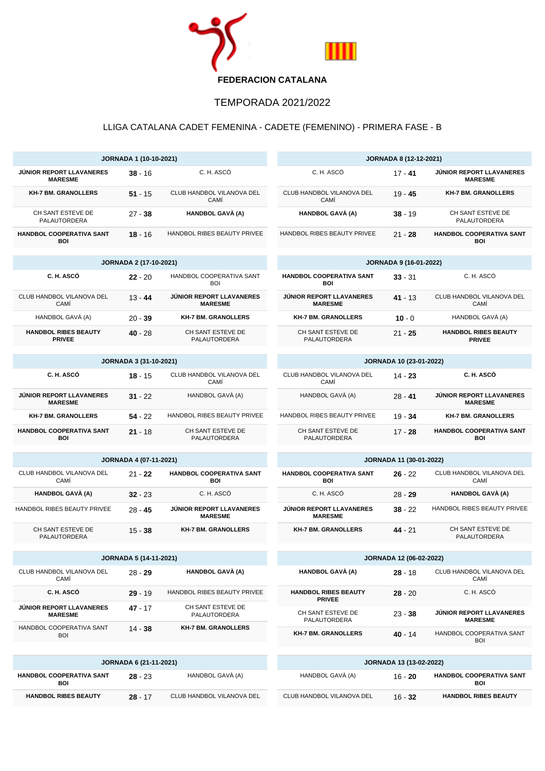**FEDERACION CATALANA**

# TEMPORADA 2021/2022

## LLIGA CATALANA CADET FEMENINA - CADETE (FEMENINO) - PRIMERA FASE - B

| JORNADA 1 (10-10-2021) | | |
|---|---|---|
| **JÚNIOR REPORT LLAVANERES MARESME** | **38** - 16 | C. H. ASCÓ |
| **KH-7 BM. GRANOLLERS** | **51** - 15 | CLUB HANDBOL VILANOVA DEL CAMÍ |
| CH SANT ESTEVE DE PALAUTORDERA | 27 - **38** | **HANDBOL GAVÀ (A)** |
| **HANDBOL COOPERATIVA SANT BOI** | **18** - 16 | HANDBOL RIBES BEAUTY PRIVEE |

| JORNADA 8 (12-12-2021) | | |
|---|---|---|
| C. H. ASCÓ | 17 - **41** | **JÚNIOR REPORT LLAVANERES MARESME** |
| CLUB HANDBOL VILANOVA DEL CAMÍ | 19 - **45** | **KH-7 BM. GRANOLLERS** |
| **HANDBOL GAVÀ (A)** | **38** - 19 | CH SANT ESTEVE DE PALAUTORDERA |
| HANDBOL RIBES BEAUTY PRIVEE | 21 - **28** | **HANDBOL COOPERATIVA SANT BOI** |

| JORNADA 2 (17-10-2021) | | |
|---|---|---|
| **C. H. ASCÓ** | **22** - 20 | HANDBOL COOPERATIVA SANT BOI |
| CLUB HANDBOL VILANOVA DEL CAMÍ | 13 - **44** | **JÚNIOR REPORT LLAVANERES MARESME** |
| HANDBOL GAVÀ (A) | 20 - **39** | **KH-7 BM. GRANOLLERS** |
| **HANDBOL RIBES BEAUTY PRIVEE** | **40** - 28 | CH SANT ESTEVE DE PALAUTORDERA |

| JORNADA 9 (16-01-2022) | | |
|---|---|---|
| **HANDBOL COOPERATIVA SANT BOI** | **33** - 31 | C. H. ASCÓ |
| **JÚNIOR REPORT LLAVANERES MARESME** | **41** - 13 | CLUB HANDBOL VILANOVA DEL CAMÍ |
| **KH-7 BM. GRANOLLERS** | **10** - 0 | HANDBOL GAVÀ (A) |
| CH SANT ESTEVE DE PALAUTORDERA | 21 - **25** | **HANDBOL RIBES BEAUTY PRIVEE** |

| JORNADA 3 (31-10-2021) | | |
|---|---|---|
| **C. H. ASCÓ** | **18** - 15 | CLUB HANDBOL VILANOVA DEL CAMÍ |
| **JÚNIOR REPORT LLAVANERES MARESME** | **31** - 22 | HANDBOL GAVÀ (A) |
| **KH-7 BM. GRANOLLERS** | **54** - 22 | HANDBOL RIBES BEAUTY PRIVEE |
| **HANDBOL COOPERATIVA SANT BOI** | **21** - 18 | CH SANT ESTEVE DE PALAUTORDERA |

| JORNADA 10 (23-01-2022) | | |
|---|---|---|
| CLUB HANDBOL VILANOVA DEL CAMÍ | 14 - **23** | **C. H. ASCÓ** |
| HANDBOL GAVÀ (A) | 28 - **41** | **JÚNIOR REPORT LLAVANERES MARESME** |
| HANDBOL RIBES BEAUTY PRIVEE | 19 - **34** | **KH-7 BM. GRANOLLERS** |
| CH SANT ESTEVE DE PALAUTORDERA | 17 - **28** | **HANDBOL COOPERATIVA SANT BOI** |

| JORNADA 4 (07-11-2021) | | |
|---|---|---|
| CLUB HANDBOL VILANOVA DEL CAMÍ | 21 - **22** | **HANDBOL COOPERATIVA SANT BOI** |
| **HANDBOL GAVÀ (A)** | **32** - 23 | C. H. ASCÓ |
| HANDBOL RIBES BEAUTY PRIVEE | 28 - **45** | **JÚNIOR REPORT LLAVANERES MARESME** |
| CH SANT ESTEVE DE PALAUTORDERA | 15 - **38** | **KH-7 BM. GRANOLLERS** |

| JORNADA 11 (30-01-2022) | | |
|---|---|---|
| **HANDBOL COOPERATIVA SANT BOI** | **26** - 22 | CLUB HANDBOL VILANOVA DEL CAMÍ |
| C. H. ASCÓ | 28 - **29** | **HANDBOL GAVÀ (A)** |
| **JÚNIOR REPORT LLAVANERES MARESME** | **38** - 22 | HANDBOL RIBES BEAUTY PRIVEE |
| **KH-7 BM. GRANOLLERS** | **44** - 21 | CH SANT ESTEVE DE PALAUTORDERA |

| JORNADA 5 (14-11-2021) | | |
|---|---|---|
| CLUB HANDBOL VILANOVA DEL CAMÍ | 28 - **29** | **HANDBOL GAVÀ (A)** |
| **C. H. ASCÓ** | **29** - 19 | HANDBOL RIBES BEAUTY PRIVEE |
| **JÚNIOR REPORT LLAVANERES MARESME** | **47** - 17 | CH SANT ESTEVE DE PALAUTORDERA |
| HANDBOL COOPERATIVA SANT BOI | 14 - **38** | **KH-7 BM. GRANOLLERS** |

| JORNADA 12 (06-02-2022) | | |
|---|---|---|
| **HANDBOL GAVÀ (A)** | **28** - 18 | CLUB HANDBOL VILANOVA DEL CAMÍ |
| **HANDBOL RIBES BEAUTY PRIVEE** | **28** - 20 | C. H. ASCÓ |
| CH SANT ESTEVE DE PALAUTORDERA | 23 - **38** | **JÚNIOR REPORT LLAVANERES MARESME** |
| **KH-7 BM. GRANOLLERS** | **40** - 14 | HANDBOL COOPERATIVA SANT BOI |

| JORNADA 6 (21-11-2021) | | |
|---|---|---|
| **HANDBOL COOPERATIVA SANT BOI** | **28** - 23 | HANDBOL GAVÀ (A) |
| **HANDBOL RIBES BEAUTY** | **28** - 17 | CLUB HANDBOL VILANOVA DEL |

| JORNADA 13 (13-02-2022) | | |
|---|---|---|
| HANDBOL GAVÀ (A) | 16 - **20** | **HANDBOL COOPERATIVA SANT BOI** |
| CLUB HANDBOL VILANOVA DEL | 16 - **32** | **HANDBOL RIBES BEAUTY** |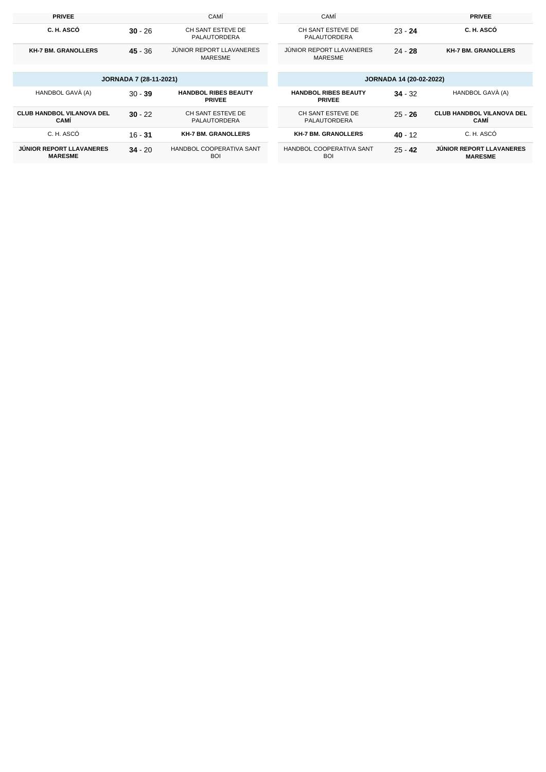| | | |
|---|---|---|
| **PRIVEE** | | CAMÍ |
| **C. H. ASCÓ** | **30** - 26 | CH SANT ESTEVE DE PALAUTORDERA |
| **KH-7 BM. GRANOLLERS** | **45** - 36 | JÚNIOR REPORT LLAVANERES MARESME |

| | | |
|---|---|---|
| CAMÍ | | **PRIVEE** |
| CH SANT ESTEVE DE PALAUTORDERA | 23 - **24** | **C. H. ASCÓ** |
| JÚNIOR REPORT LLAVANERES MARESME | 24 - **28** | **KH-7 BM. GRANOLLERS** |

| JORNADA 7 (28-11-2021) | | |
|---|---|---|
| HANDBOL GAVÀ (A) | 30 - **39** | **HANDBOL RIBES BEAUTY PRIVEE** |
| **CLUB HANDBOL VILANOVA DEL CAMÍ** | **30** - 22 | CH SANT ESTEVE DE PALAUTORDERA |
| C. H. ASCÓ | 16 - **31** | **KH-7 BM. GRANOLLERS** |
| **JÚNIOR REPORT LLAVANERES MARESME** | **34** - 20 | HANDBOL COOPERATIVA SANT BOI |

| JORNADA 14 (20-02-2022) | | |
|---|---|---|
| **HANDBOL RIBES BEAUTY PRIVEE** | **34** - 32 | HANDBOL GAVÀ (A) |
| CH SANT ESTEVE DE PALAUTORDERA | 25 - **26** | **CLUB HANDBOL VILANOVA DEL CAMÍ** |
| **KH-7 BM. GRANOLLERS** | **40** - 12 | C. H. ASCÓ |
| HANDBOL COOPERATIVA SANT BOI | 25 - **42** | **JÚNIOR REPORT LLAVANERES MARESME** |